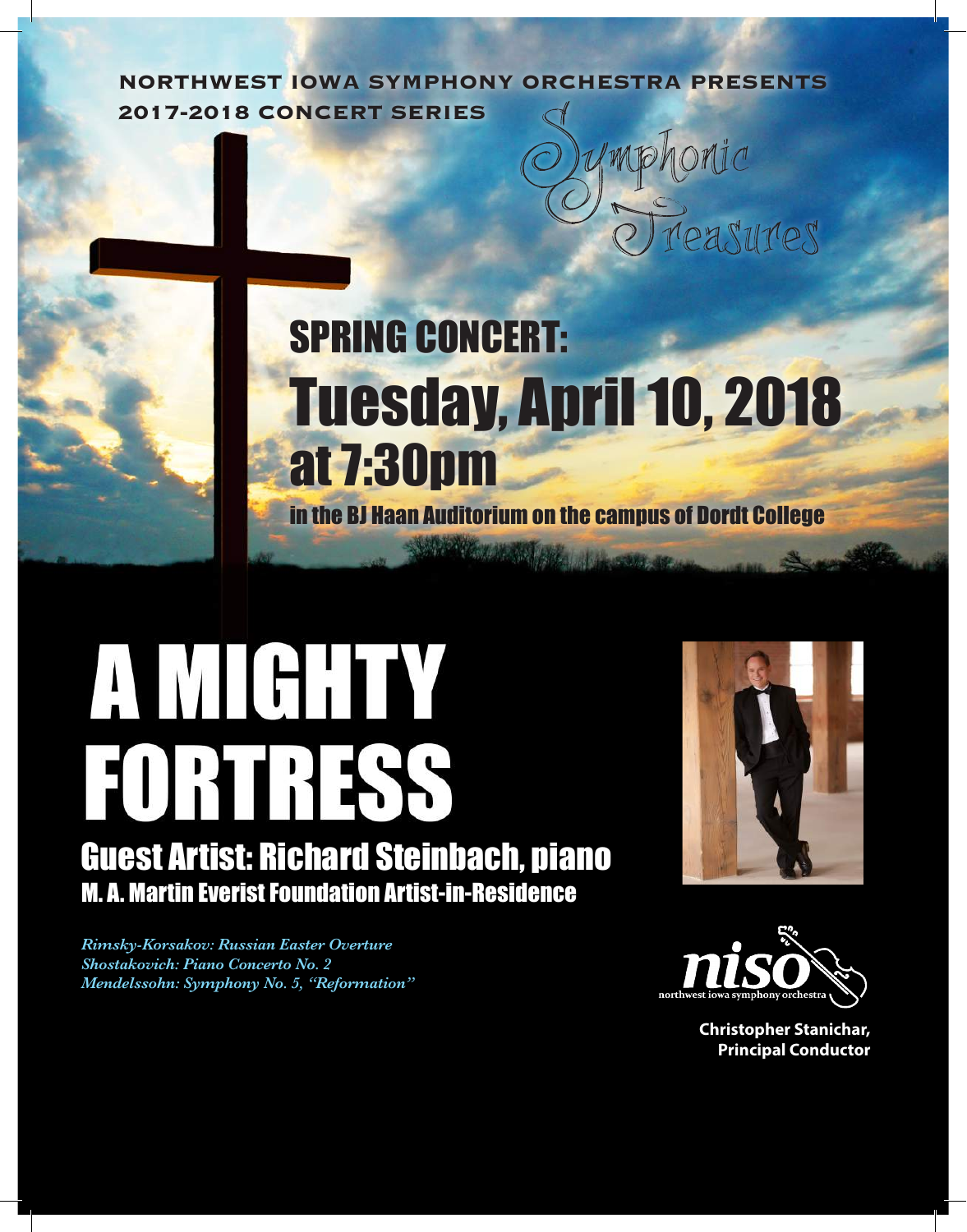NORTHWEST IOWA SYMPHONY ORCHESTRA PRESENTS

2017-2018 CONCERT SERIES

Symphonic Treasures

## SPRING CONCERT:

## Tuesday, April 10, 2018 at 7:30pm

in the BJ Haan Auditorium on the campus of Dordt College

# A MIGHTY FORTRESS

## Guest Artist: Richard Steinbach, piano

### M. A. Martin Everist Foundation Artist-in-Residence

*Rimsky-Korsakov: Russian Easter Overture*
*Shostakovich: Piano Concerto No. 2*
*Mendelssohn: Symphony No. 5, "Reformation"*

niso
northwest iowa symphony orchestra

**Christopher Stanichar,**
**Principal Conductor**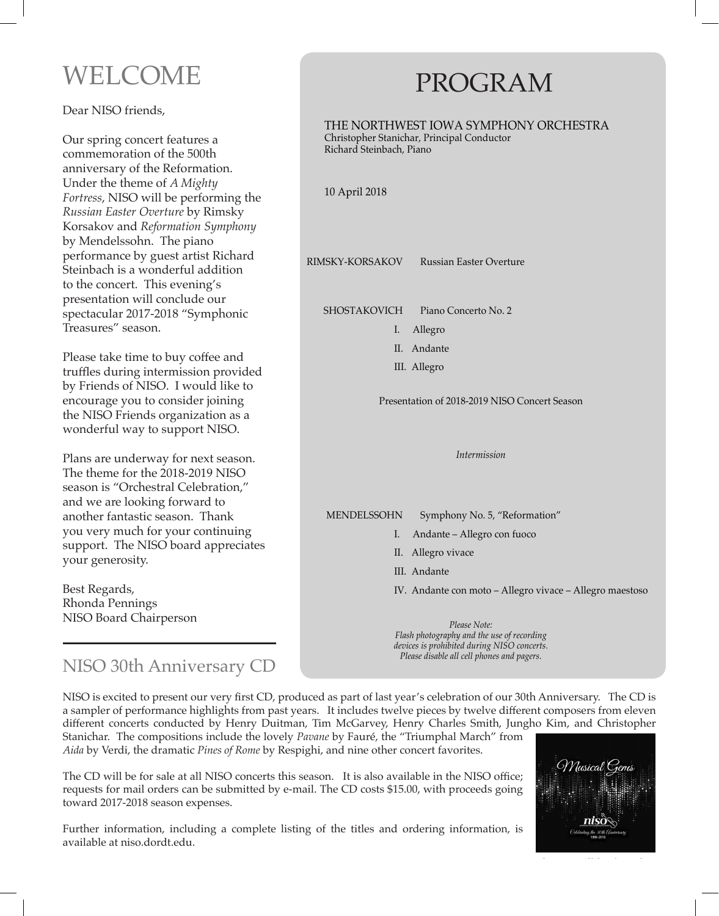# WELCOME

Dear NISO friends,

Our spring concert features a commemoration of the 500th anniversary of the Reformation. Under the theme of *A Mighty Fortress*, NISO will be performing the *Russian Easter Overture* by Rimsky Korsakov and *Reformation Symphony* by Mendelssohn. The piano performance by guest artist Richard Steinbach is a wonderful addition to the concert. This evening's presentation will conclude our spectacular 2017-2018 "Symphonic Treasures" season.

Please take time to buy coffee and truffles during intermission provided by Friends of NISO. I would like to encourage you to consider joining the NISO Friends organization as a wonderful way to support NISO.

Plans are underway for next season. The theme for the 2018-2019 NISO season is "Orchestral Celebration," and we are looking forward to another fantastic season. Thank you very much for your continuing support. The NISO board appreciates your generosity.

Best Regards,
Rhonda Pennings
NISO Board Chairperson

# PROGRAM

THE NORTHWEST IOWA SYMPHONY ORCHESTRA
Christopher Stanichar, Principal Conductor
Richard Steinbach, Piano

10 April 2018

RIMSKY-KORSAKOV — Russian Easter Overture

SHOSTAKOVICH — Piano Concerto No. 2

I. Allegro
II. Andante
III. Allegro

Presentation of 2018-2019 NISO Concert Season

*Intermission*

MENDELSSOHN — Symphony No. 5, "Reformation"

I. Andante – Allegro con fuoco
II. Allegro vivace
III. Andante
IV. Andante con moto – Allegro vivace – Allegro maestoso

*Please Note:*
*Flash photography and the use of recording devices is prohibited during NISO concerts.*
*Please disable all cell phones and pagers.*

## NISO 30th Anniversary CD

NISO is excited to present our very first CD, produced as part of last year's celebration of our 30th Anniversary. The CD is a sampler of performance highlights from past years. It includes twelve pieces by twelve different composers from eleven different concerts conducted by Henry Duitman, Tim McGarvey, Henry Charles Smith, Jungho Kim, and Christopher Stanichar. The compositions include the lovely *Pavane* by Fauré, the "Triumphal March" from *Aida* by Verdi, the dramatic *Pines of Rome* by Respighi, and nine other concert favorites.

The CD will be for sale at all NISO concerts this season. It is also available in the NISO office; requests for mail orders can be submitted by e-mail. The CD costs $15.00, with proceeds going toward 2017-2018 season expenses.

Further information, including a complete listing of the titles and ordering information, is available at niso.dordt.edu.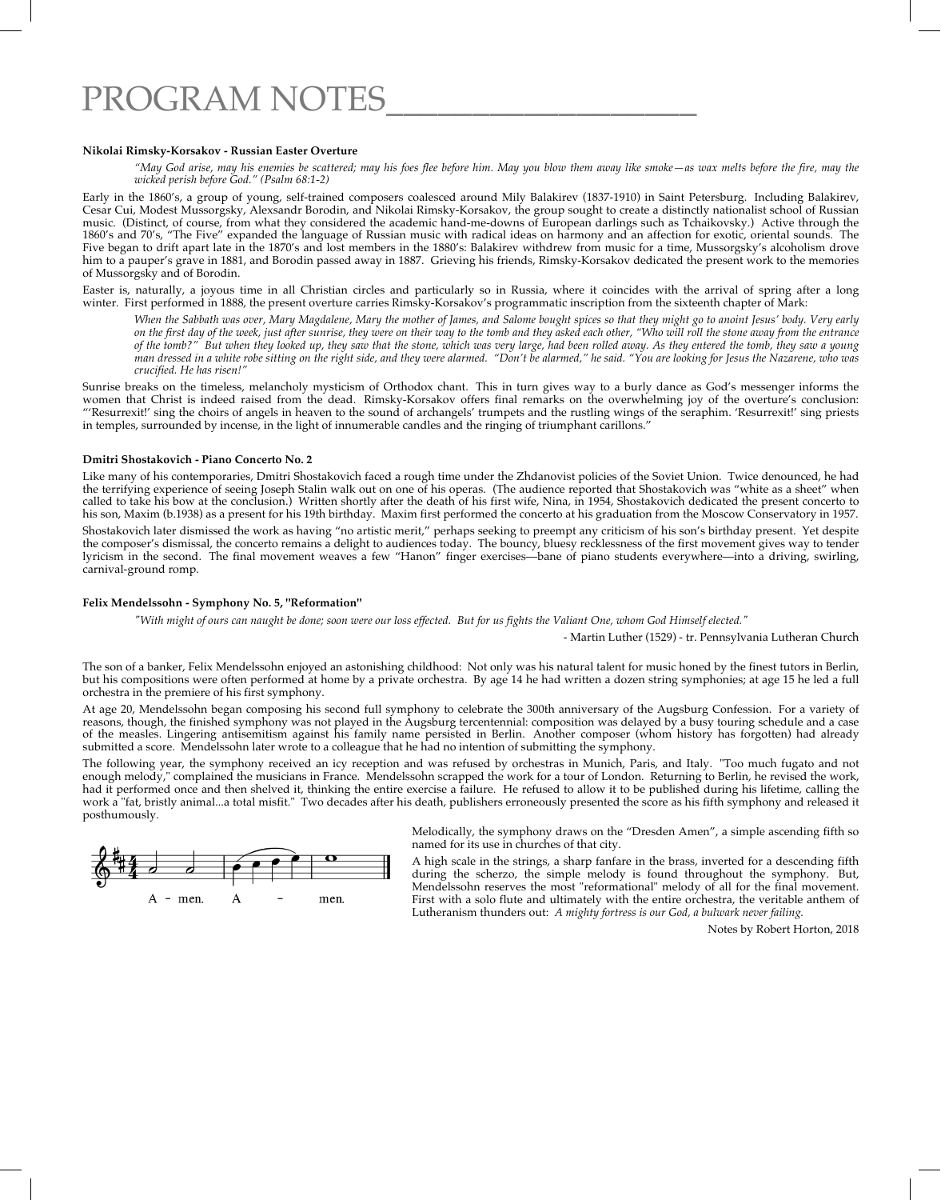# PROGRAM NOTES

**Nikolai Rimsky-Korsakov - Russian Easter Overture**

*"May God arise, may his enemies be scattered; may his foes flee before him. May you blow them away like smoke—as wax melts before the fire, may the wicked perish before God." (Psalm 68:1-2)*

Early in the 1860's, a group of young, self-trained composers coalesced around Mily Balakirev (1837-1910) in Saint Petersburg. Including Balakirev, Cesar Cui, Modest Mussorgsky, Alexsandr Borodin, and Nikolai Rimsky-Korsakov, the group sought to create a distinctly nationalist school of Russian music. (Distinct, of course, from what they considered the academic hand-me-downs of European darlings such as Tchaikovsky.) Active through the 1860's and 70's, "The Five" expanded the language of Russian music with radical ideas on harmony and an affection for exotic, oriental sounds. The Five began to drift apart late in the 1870's and lost members in the 1880's: Balakirev withdrew from music for a time, Mussorgsky's alcoholism drove him to a pauper's grave in 1881, and Borodin passed away in 1887. Grieving his friends, Rimsky-Korsakov dedicated the present work to the memories of Mussorgsky and of Borodin.

Easter is, naturally, a joyous time in all Christian circles and particularly so in Russia, where it coincides with the arrival of spring after a long winter. First performed in 1888, the present overture carries Rimsky-Korsakov's programmatic inscription from the sixteenth chapter of Mark:

*When the Sabbath was over, Mary Magdalene, Mary the mother of James, and Salome bought spices so that they might go to anoint Jesus' body. Very early on the first day of the week, just after sunrise, they were on their way to the tomb and they asked each other, "Who will roll the stone away from the entrance of the tomb?" But when they looked up, they saw that the stone, which was very large, had been rolled away. As they entered the tomb, they saw a young man dressed in a white robe sitting on the right side, and they were alarmed. "Don't be alarmed," he said. "You are looking for Jesus the Nazarene, who was crucified. He has risen!"*

Sunrise breaks on the timeless, melancholy mysticism of Orthodox chant. This in turn gives way to a burly dance as God's messenger informs the women that Christ is indeed raised from the dead. Rimsky-Korsakov offers final remarks on the overwhelming joy of the overture's conclusion: "'Resurrexit!' sing the choirs of angels in heaven to the sound of archangels' trumpets and the rustling wings of the seraphim. 'Resurrexit!' sing priests in temples, surrounded by incense, in the light of innumerable candles and the ringing of triumphant carillons."

**Dmitri Shostakovich - Piano Concerto No. 2**

Like many of his contemporaries, Dmitri Shostakovich faced a rough time under the Zhdanovist policies of the Soviet Union. Twice denounced, he had the terrifying experience of seeing Joseph Stalin walk out on one of his operas. (The audience reported that Shostakovich was "white as a sheet" when called to take his bow at the conclusion.) Written shortly after the death of his first wife, Nina, in 1954, Shostakovich dedicated the present concerto to his son, Maxim (b.1938) as a present for his 19th birthday. Maxim first performed the concerto at his graduation from the Moscow Conservatory in 1957.

Shostakovich later dismissed the work as having "no artistic merit," perhaps seeking to preempt any criticism of his son's birthday present. Yet despite the composer's dismissal, the concerto remains a delight to audiences today. The bouncy, bluesy recklessness of the first movement gives way to tender lyricism in the second. The final movement weaves a few "Hanon" finger exercises—bane of piano students everywhere—into a driving, swirling, carnival-ground romp.

**Felix Mendelssohn - Symphony No. 5, "Reformation"**

*"With might of ours can naught be done; soon were our loss effected. But for us fights the Valiant One, whom God Himself elected."*

- Martin Luther (1529) - tr. Pennsylvania Lutheran Church

The son of a banker, Felix Mendelssohn enjoyed an astonishing childhood: Not only was his natural talent for music honed by the finest tutors in Berlin, but his compositions were often performed at home by a private orchestra. By age 14 he had written a dozen string symphonies; at age 15 he led a full orchestra in the premiere of his first symphony.

At age 20, Mendelssohn began composing his second full symphony to celebrate the 300th anniversary of the Augsburg Confession. For a variety of reasons, though, the finished symphony was not played in the Augsburg tercentennial: composition was delayed by a busy touring schedule and a case of the measles. Lingering antisemitism against his family name persisted in Berlin. Another composer (whom history has forgotten) had already submitted a score. Mendelssohn later wrote to a colleague that he had no intention of submitting the symphony.

The following year, the symphony received an icy reception and was refused by orchestras in Munich, Paris, and Italy. "Too much fugato and not enough melody," complained the musicians in France. Mendelssohn scrapped the work for a tour of London. Returning to Berlin, he revised the work, had it performed once and then shelved it, thinking the entire exercise a failure. He refused to allow it to be published during his lifetime, calling the work a "fat, bristly animal...a total misfit." Two decades after his death, publishers erroneously presented the score as his fifth symphony and released it posthumously.

A - men. A - men.

Melodically, the symphony draws on the "Dresden Amen", a simple ascending fifth so named for its use in churches of that city.

A high scale in the strings, a sharp fanfare in the brass, inverted for a descending fifth during the scherzo, the simple melody is found throughout the symphony. But, Mendelssohn reserves the most "reformational" melody of all for the final movement. First with a solo flute and ultimately with the entire orchestra, the veritable anthem of Lutheranism thunders out: *A mighty fortress is our God, a bulwark never failing.*

Notes by Robert Horton, 2018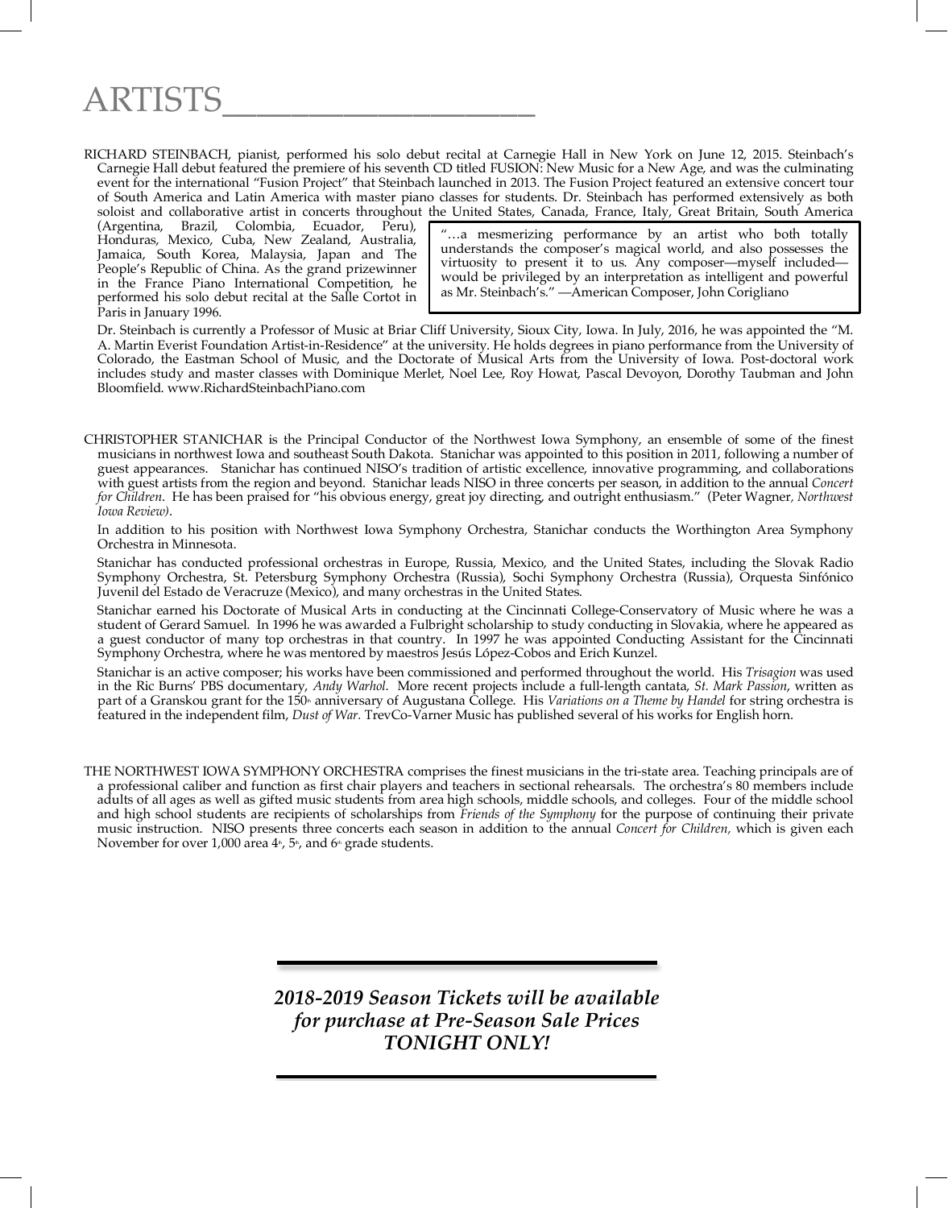# ARTISTS

RICHARD STEINBACH, pianist, performed his solo debut recital at Carnegie Hall in New York on June 12, 2015. Steinbach's Carnegie Hall debut featured the premiere of his seventh CD titled FUSION: New Music for a New Age, and was the culminating event for the international "Fusion Project" that Steinbach launched in 2013. The Fusion Project featured an extensive concert tour of South America and Latin America with master piano classes for students. Dr. Steinbach has performed extensively as both soloist and collaborative artist in concerts throughout the United States, Canada, France, Italy, Great Britain, South America (Argentina, Brazil, Colombia, Ecuador, Peru), Honduras, Mexico, Cuba, New Zealand, Australia, Jamaica, South Korea, Malaysia, Japan and The People's Republic of China. As the grand prizewinner in the France Piano International Competition, he performed his solo debut recital at the Salle Cortot in Paris in January 1996.

> "…a mesmerizing performance by an artist who both totally understands the composer's magical world, and also possesses the virtuosity to present it to us. Any composer—myself included—would be privileged by an interpretation as intelligent and powerful as Mr. Steinbach's." —American Composer, John Corigliano

Dr. Steinbach is currently a Professor of Music at Briar Cliff University, Sioux City, Iowa. In July, 2016, he was appointed the "M. A. Martin Everist Foundation Artist-in-Residence" at the university. He holds degrees in piano performance from the University of Colorado, the Eastman School of Music, and the Doctorate of Musical Arts from the University of Iowa. Post-doctoral work includes study and master classes with Dominique Merlet, Noel Lee, Roy Howat, Pascal Devoyon, Dorothy Taubman and John Bloomfield. www.RichardSteinbachPiano.com

CHRISTOPHER STANICHAR is the Principal Conductor of the Northwest Iowa Symphony, an ensemble of some of the finest musicians in northwest Iowa and southeast South Dakota. Stanichar was appointed to this position in 2011, following a number of guest appearances. Stanichar has continued NISO's tradition of artistic excellence, innovative programming, and collaborations with guest artists from the region and beyond. Stanichar leads NISO in three concerts per season, in addition to the annual *Concert for Children*. He has been praised for "his obvious energy, great joy directing, and outright enthusiasm." (Peter Wagner, *Northwest Iowa Review*).

In addition to his position with Northwest Iowa Symphony Orchestra, Stanichar conducts the Worthington Area Symphony Orchestra in Minnesota.

Stanichar has conducted professional orchestras in Europe, Russia, Mexico, and the United States, including the Slovak Radio Symphony Orchestra, St. Petersburg Symphony Orchestra (Russia), Sochi Symphony Orchestra (Russia), Orquesta Sinfónico Juvenil del Estado de Veracruze (Mexico), and many orchestras in the United States.

Stanichar earned his Doctorate of Musical Arts in conducting at the Cincinnati College-Conservatory of Music where he was a student of Gerard Samuel. In 1996 he was awarded a Fulbright scholarship to study conducting in Slovakia, where he appeared as a guest conductor of many top orchestras in that country. In 1997 he was appointed Conducting Assistant for the Cincinnati Symphony Orchestra, where he was mentored by maestros Jesús López-Cobos and Erich Kunzel.

Stanichar is an active composer; his works have been commissioned and performed throughout the world. His *Trisagion* was used in the Ric Burns' PBS documentary, *Andy Warhol*. More recent projects include a full-length cantata, *St. Mark Passion*, written as part of a Granskou grant for the 150th anniversary of Augustana College. His *Variations on a Theme by Handel* for string orchestra is featured in the independent film, *Dust of War*. TrevCo-Varner Music has published several of his works for English horn.

THE NORTHWEST IOWA SYMPHONY ORCHESTRA comprises the finest musicians in the tri-state area. Teaching principals are of a professional caliber and function as first chair players and teachers in sectional rehearsals. The orchestra's 80 members include adults of all ages as well as gifted music students from area high schools, middle schools, and colleges. Four of the middle school and high school students are recipients of scholarships from *Friends of the Symphony* for the purpose of continuing their private music instruction. NISO presents three concerts each season in addition to the annual *Concert for Children*, which is given each November for over 1,000 area 4th, 5th, and 6th grade students.

***2018-2019 Season Tickets will be available for purchase at Pre-Season Sale Prices TONIGHT ONLY!***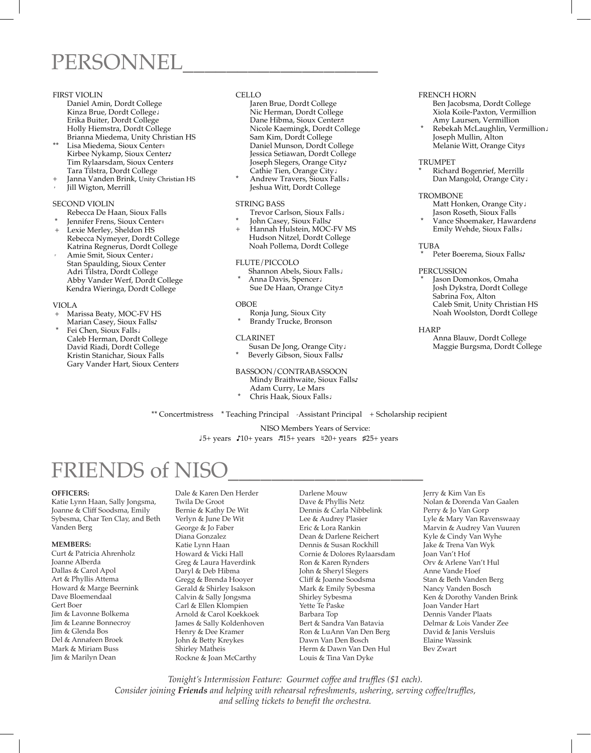# PERSONNEL

FIRST VIOLIN
- Daniel Amin, Dordt College
- Kinza Brue, Dordt College♩
- Erika Buiter, Dordt College
- Holly Hiemstra, Dordt College
- Brianna Miedema, Unity Christian HS
- ** Lisa Miedema, Sioux Center♮
- Kirbee Nykamp, Sioux Center♪
- Tim Rylaarsdam, Sioux Center♯
- Tara Tilstra, Dordt College
- + Janna Vanden Brink, Unity Christian HS
- ◦ Jill Wigton, Merrill

SECOND VIOLIN
- Rebecca De Haan, Sioux Falls
- * Jennifer Frens, Sioux Center♮
- + Lexie Merley, Sheldon HS
- Rebecca Nymeyer, Dordt College
- Katrina Regnerus, Dordt College
- ◦ Amie Smit, Sioux Center♩
- Stan Spaulding, Sioux Center
- Adri Tilstra, Dordt College
- Abby Vander Werf, Dordt College
- Kendra Wieringa, Dordt College

VIOLA
- + Marissa Beaty, MOC-FV HS
- Marian Casey, Sioux Falls♪
- * Fei Chen, Sioux Falls♩
- Caleb Herman, Dordt College
- David Riadi, Dordt College
- Kristin Stanichar, Sioux Falls
- Gary Vander Hart, Sioux Center♯

CELLO
- Jaren Brue, Dordt College
- Nic Herman, Dordt College
- Dane Hibma, Sioux Center♬
- Nicole Kaemingk, Dordt College
- Sam Kim, Dordt College
- Daniel Munson, Dordt College
- Jessica Setiawan, Dordt College
- Joseph Slegers, Orange City♪
- Cathie Tien, Orange City♩
- * Andrew Travers, Sioux Falls♩
- Jeshua Witt, Dordt College

STRING BASS
- Trevor Carlson, Sioux Falls♩
- * John Casey, Sioux Falls♪
- + Hannah Hulstein, MOC-FV MS
- Hudson Nitzel, Dordt College
- Noah Pollema, Dordt College

FLUTE/PICCOLO
- Shannon Abels, Sioux Falls♩
- * Anna Davis, Spencer♩
- Sue De Haan, Orange City♬

OBOE
- Ronja Jung, Sioux City
- * Brandy Trucke, Bronson

CLARINET
- Susan De Jong, Orange City♩
- * Beverly Gibson, Sioux Falls♪

BASSOON/CONTRABASSOON
- Mindy Braithwaite, Sioux Falls♪
- Adam Curry, Le Mars
- * Chris Haak, Sioux Falls♩

FRENCH HORN
- Ben Jacobsma, Dordt College
- Xiola Koile-Paxton, Vermillion
- Amy Laursen, Vermillion
- * Rebekah McLaughlin, Vermillion♩
- Joseph Mullin, Alton
- Melanie Witt, Orange City♯

TRUMPET
- * Richard Bogenrief, Merrill♯
- Dan Mangold, Orange City♩

TROMBONE
- Matt Honken, Orange City♩
- Jason Roseth, Sioux Falls
- * Vance Shoemaker, Hawarden♯
- Emily Wehde, Sioux Falls♩

TUBA
- * Peter Boerema, Sioux Falls♪

PERCUSSION
- * Jason Domonkos, Omaha
- Josh Dykstra, Dordt College
- Sabrina Fox, Alton
- Caleb Smit, Unity Christian HS
- Noah Woolston, Dordt College

HARP
- Anna Blauw, Dordt College
- Maggie Burgsma, Dordt College

** Concertmistress  * Teaching Principal  ◦ Assistant Principal  + Scholarship recipient

NISO Members Years of Service:
♩5+ years  ♪10+ years  ♬15+ years  ♮20+ years  ♯25+ years

# FRIENDS of NISO

**OFFICERS:**
Katie Lynn Haan, Sally Jongsma, Joanne & Cliff Soodsma, Emily Sybesma, Char Ten Clay, and Beth Vanden Berg

**MEMBERS:**
Curt & Patricia Ahrenholz
Joanne Alberda
Dallas & Carol Apol
Art & Phyllis Attema
Howard & Marge Beernink
Dave Bloemendaal
Gert Boer
Jim & Lavonne Bolkema
Jim & Leanne Bonnecroy
Jim & Glenda Bos
Del & Annafeen Broek
Mark & Miriam Buss
Jim & Marilyn Dean
Dale & Karen Den Herder
Twila De Groot
Bernie & Kathy De Wit
Verlyn & June De Wit
George & Jo Faber
Diana Gonzalez
Katie Lynn Haan
Howard & Vicki Hall
Greg & Laura Haverdink
Daryl & Deb Hibma
Gregg & Brenda Hooyer
Gerald & Shirley Isakson
Calvin & Sally Jongsma
Carl & Ellen Klompien
Arnold & Carol Koekkoek
James & Sally Koldenhoven
Henry & Dee Kramer
John & Betty Kreykes
Shirley Matheis
Rockne & Joan McCarthy
Darlene Mouw
Dave & Phyllis Netz
Dennis & Carla Nibbelink
Lee & Audrey Plasier
Eric & Lora Rankin
Dean & Darlene Reichert
Dennis & Susan Rockhill
Cornie & Dolores Rylaarsdam
Ron & Karen Rynders
John & Sheryl Slegers
Cliff & Joanne Soodsma
Mark & Emily Sybesma
Shirley Sybesma
Yette Te Paske
Barbara Top
Bert & Sandra Van Batavia
Ron & LuAnn Van Den Berg
Dawn Van Den Bosch
Herm & Dawn Van Den Hul
Louis & Tina Van Dyke
Jerry & Kim Van Es
Nolan & Dorenda Van Gaalen
Perry & Jo Van Gorp
Lyle & Mary Van Ravenswaay
Marvin & Audrey Van Vuuren
Kyle & Cindy Van Wyhe
Jake & Trena Van Wyk
Joan Van't Hof
Orv & Arlene Van't Hul
Anne Vande Hoef
Stan & Beth Vanden Berg
Nancy Vanden Bosch
Ken & Dorothy Vanden Brink
Joan Vander Hart
Dennis Vander Plaats
Delmar & Lois Vander Zee
David & Janis Versluis
Elaine Wassink
Bev Zwart

*Tonight's Intermission Feature: Gourmet coffee and truffles ($1 each).*
*Consider joining **Friends** and helping with rehearsal refreshments, ushering, serving coffee/truffles, and selling tickets to benefit the orchestra.*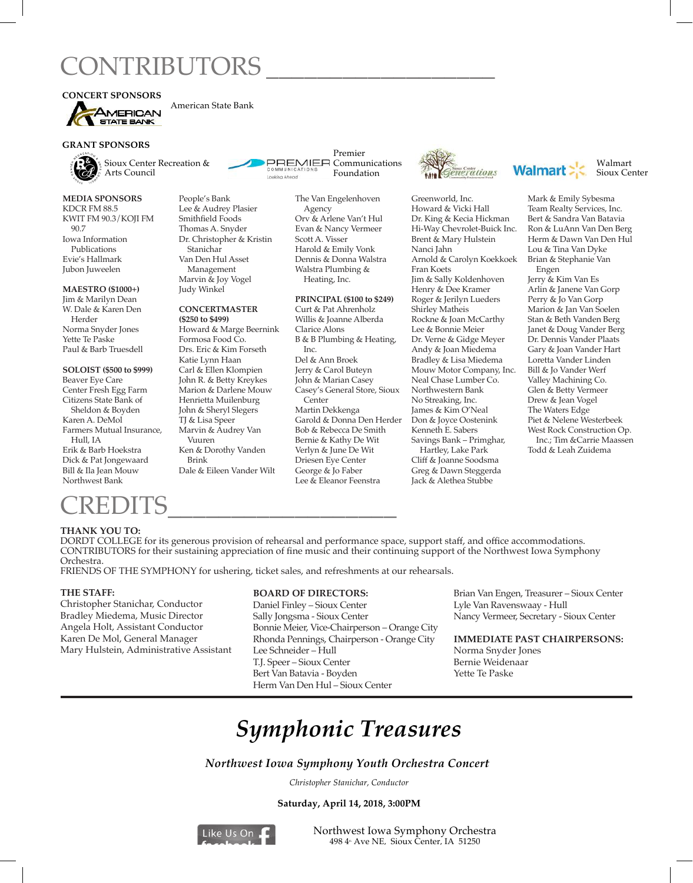# CONTRIBUTORS

**CONCERT SPONSORS**

American State Bank

**GRANT SPONSORS**

Sioux Center Recreation & Arts Council

Premier Communications Foundation

Walmart Sioux Center

**MEDIA SPONSORS**
KDCR FM 88.5
KWIT FM 90.3/KOJI FM 90.7
Iowa Information Publications
Evie's Hallmark
Jubon Juweelen

**MAESTRO ($1000+)**
Jim & Marilyn Dean
W. Dale & Karen Den Herder
Norma Snyder Jones
Yette Te Paske
Paul & Barb Truesdell

**SOLOIST ($500 to $999)**
Beaver Eye Care
Center Fresh Egg Farm
Citizens State Bank of Sheldon & Boyden
Karen A. DeMol
Farmers Mutual Insurance, Hull, IA
Erik & Barb Hoekstra
Dick & Pat Jongewaard
Bill & Ila Jean Mouw
Northwest Bank
People's Bank
Lee & Audrey Plasier
Smithfield Foods
Thomas A. Snyder
Dr. Christopher & Kristin Stanichar
Van Den Hul Asset Management
Marvin & Joy Vogel
Judy Winkel

**CONCERTMASTER ($250 to $499)**
Howard & Marge Beernink
Formosa Food Co.
Drs. Eric & Kim Forseth
Katie Lynn Haan
Carl & Ellen Klompien
John R. & Betty Kreykes
Marion & Darlene Mouw
Henrietta Muilenburg
John & Sheryl Slegers
TJ & Lisa Speer
Marvin & Audrey Van Vuuren
Ken & Dorothy Vanden Brink
Dale & Eileen Vander Wilt
The Van Engelenhoven Agency
Orv & Arlene Van't Hul
Evan & Nancy Vermeer
Scott A. Visser
Harold & Emily Vonk
Dennis & Donna Walstra
Walstra Plumbing & Heating, Inc.

**PRINCIPAL ($100 to $249)**
Curt & Pat Ahrenholz
Willis & Joanne Alberda
Clarice Alons
B & B Plumbing & Heating, Inc.
Del & Ann Broek
Jerry & Carol Buteyn
John & Marian Casey
Casey's General Store, Sioux Center
Martin Dekkenga
Garold & Donna Den Herder
Bob & Rebecca De Smith
Bernie & Kathy De Wit
Verlyn & June De Wit
Driesen Eye Center
George & Jo Faber
Lee & Eleanor Feenstra
Greenworld, Inc.
Howard & Vicki Hall
Dr. King & Kecia Hickman
Hi-Way Chevrolet-Buick Inc.
Brent & Mary Hulstein
Nanci Jahn
Arnold & Carolyn Koekkoek
Fran Koets
Jim & Sally Koldenhoven
Henry & Dee Kramer
Roger & Jerilyn Lueders
Shirley Matheis
Rockne & Joan McCarthy
Lee & Bonnie Meier
Dr. Verne & Gidge Meyer
Andy & Joan Miedema
Bradley & Lisa Miedema
Mouw Motor Company, Inc.
Neal Chase Lumber Co.
Northwestern Bank
No Streaking, Inc.
James & Kim O'Neal
Don & Joyce Oostenink
Kenneth E. Sabers
Savings Bank – Primghar, Hartley, Lake Park
Cliff & Joanne Soodsma
Greg & Dawn Steggerda
Jack & Alethea Stubbe
Mark & Emily Sybesma
Team Realty Services, Inc.
Bert & Sandra Van Batavia
Ron & LuAnn Van Den Berg
Herm & Dawn Van Den Hul
Lou & Tina Van Dyke
Brian & Stephanie Van Engen
Jerry & Kim Van Es
Arlin & Janene Van Gorp
Perry & Jo Van Gorp
Marion & Jan Van Soelen
Stan & Beth Vanden Berg
Janet & Doug Vander Berg
Dr. Dennis Vander Plaats
Gary & Joan Vander Hart
Loretta Vander Linden
Bill & Jo Vander Werf
Valley Machining Co.
Glen & Betty Vermeer
Drew & Jean Vogel
The Waters Edge
Piet & Nelene Westerbeek
West Rock Construction Op. Inc.; Tim &Carrie Maassen
Todd & Leah Zuidema

# CREDITS

**THANK YOU TO:**
DORDT COLLEGE for its generous provision of rehearsal and performance space, support staff, and office accommodations.
CONTRIBUTORS for their sustaining appreciation of fine music and their continuing support of the Northwest Iowa Symphony Orchestra.
FRIENDS OF THE SYMPHONY for ushering, ticket sales, and refreshments at our rehearsals.

**THE STAFF:**
Christopher Stanichar, Conductor
Bradley Miedema, Music Director
Angela Holt, Assistant Conductor
Karen De Mol, General Manager
Mary Hulstein, Administrative Assistant

**BOARD OF DIRECTORS:**
Daniel Finley – Sioux Center
Sally Jongsma - Sioux Center
Bonnie Meier, Vice-Chairperson – Orange City
Rhonda Pennings, Chairperson - Orange City
Lee Schneider – Hull
T.J. Speer – Sioux Center
Bert Van Batavia - Boyden
Herm Van Den Hul – Sioux Center
Brian Van Engen, Treasurer – Sioux Center
Lyle Van Ravenswaay - Hull
Nancy Vermeer, Secretary - Sioux Center

**IMMEDIATE PAST CHAIRPERSONS:**
Norma Snyder Jones
Bernie Weidenaar
Yette Te Paske

---

# *Symphonic Treasures*

### *Northwest Iowa Symphony Youth Orchestra Concert*

*Christopher Stanichar, Conductor*

**Saturday, April 14, 2018, 3:00PM**

Like Us On facebook

Northwest Iowa Symphony Orchestra
498 4th Ave NE, Sioux Center, IA 51250